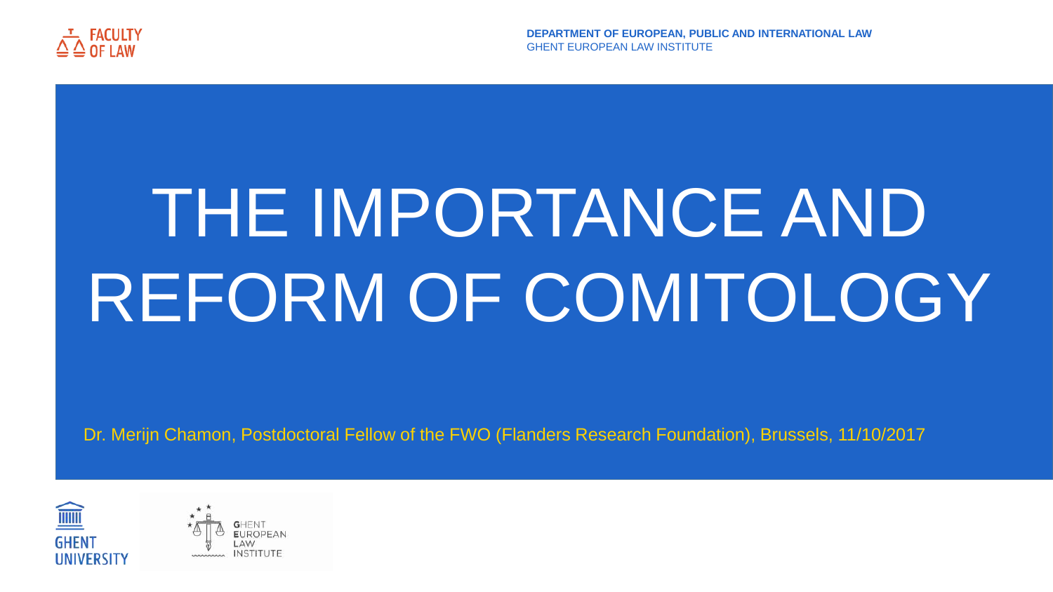DEPARTMENT OF EUROPEAN, PUBLIC AND INTERNATIONAL LAW
GHENT EUROPEAN LAW INSTITUTE

# THE IMPORTANCE AND REFORM OF COMITOLOGY

Dr. Merijn Chamon, Postdoctoral Fellow of the FWO (Flanders Research Foundation), Brussels, 11/10/2017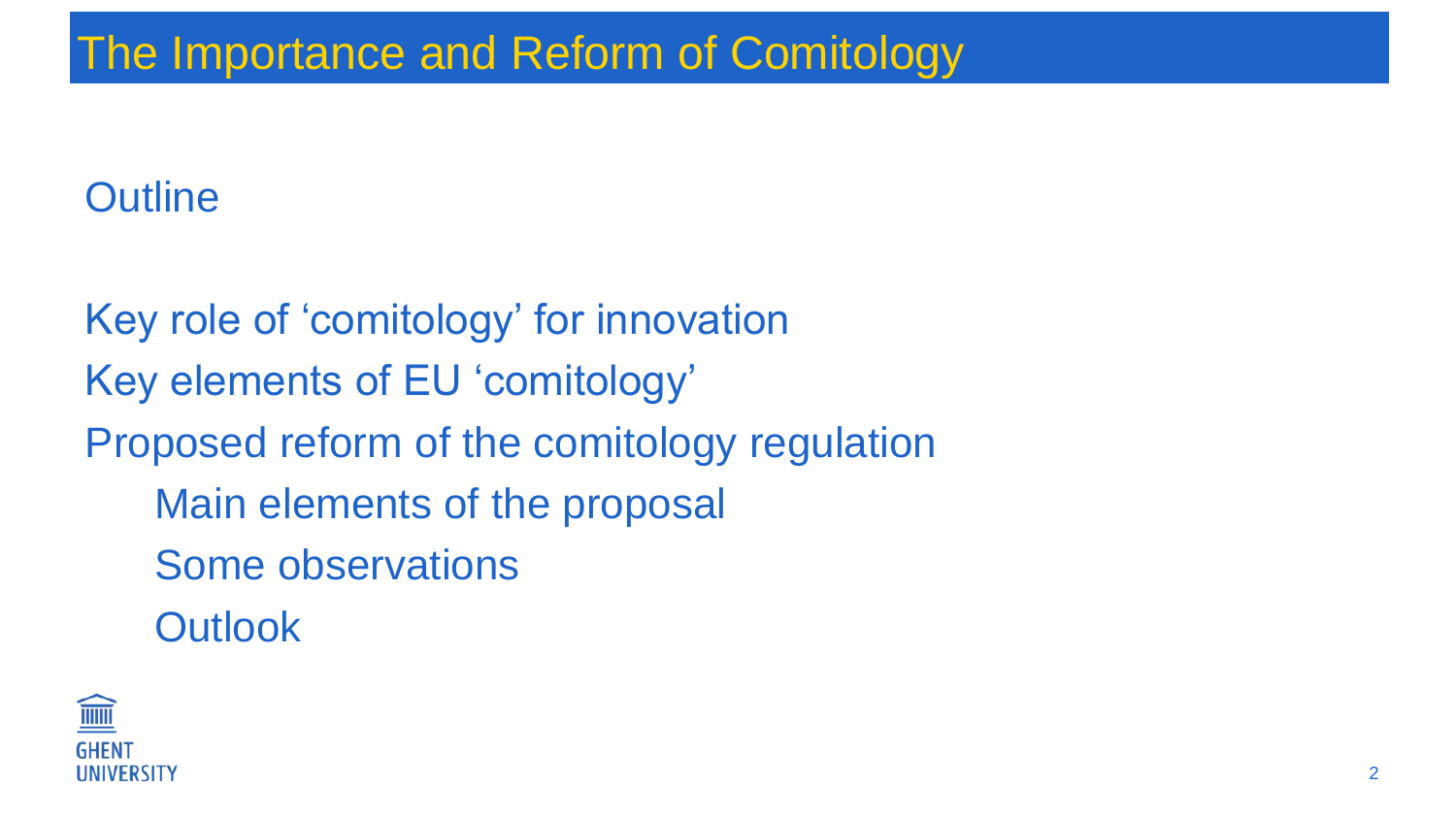# The Importance and Reform of Comitology

## Outline

- Key role of 'comitology' for innovation
- Key elements of EU 'comitology'
- Proposed reform of the comitology regulation
  - Main elements of the proposal
  - Some observations
  - Outlook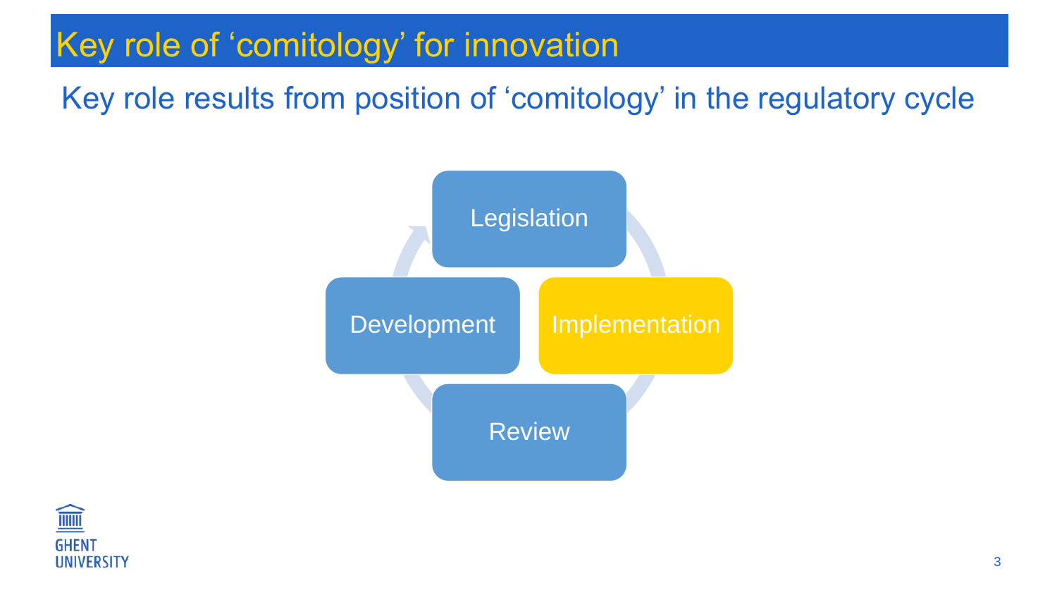# Key role of ‘comitology’ for innovation

## Key role results from position of ‘comitology’ in the regulatory cycle

- Legislation
- Implementation
- Review
- Development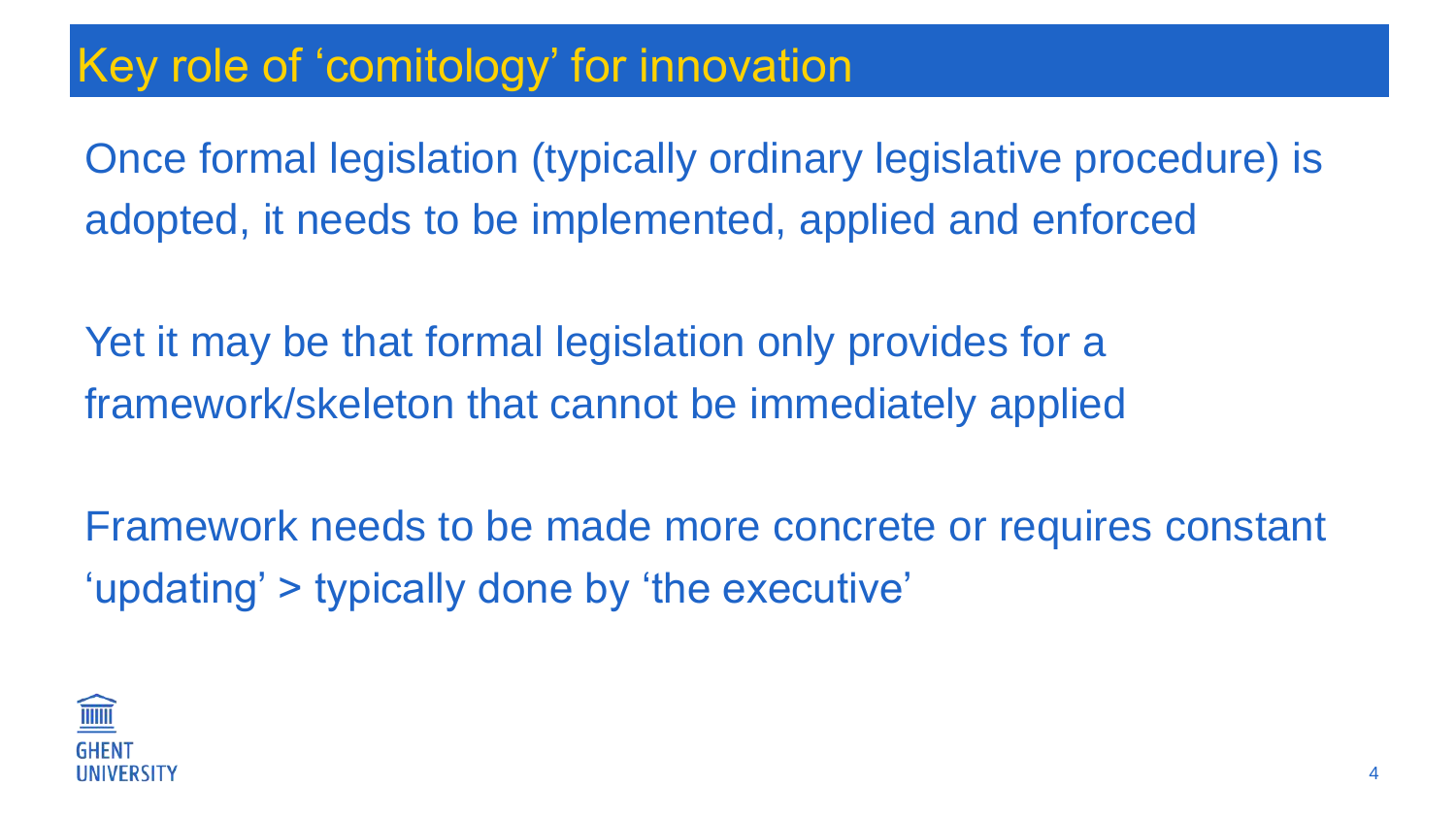# Key role of 'comitology' for innovation

Once formal legislation (typically ordinary legislative procedure) is adopted, it needs to be implemented, applied and enforced

Yet it may be that formal legislation only provides for a framework/skeleton that cannot be immediately applied

Framework needs to be made more concrete or requires constant 'updating' > typically done by 'the executive'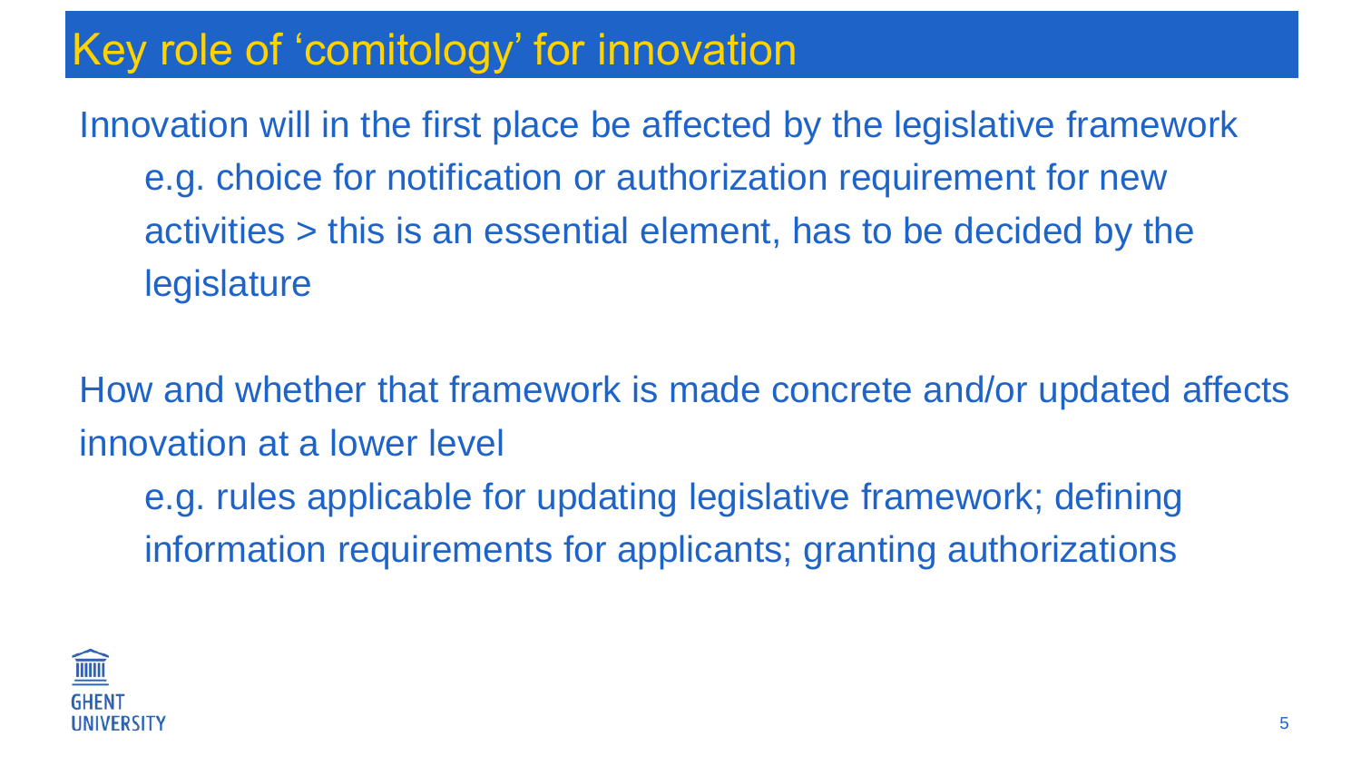# Key role of ‘comitology’ for innovation

Innovation will in the first place be affected by the legislative framework

- e.g. choice for notification or authorization requirement for new activities > this is an essential element, has to be decided by the legislature

How and whether that framework is made concrete and/or updated affects innovation at a lower level

- e.g. rules applicable for updating legislative framework; defining information requirements for applicants; granting authorizations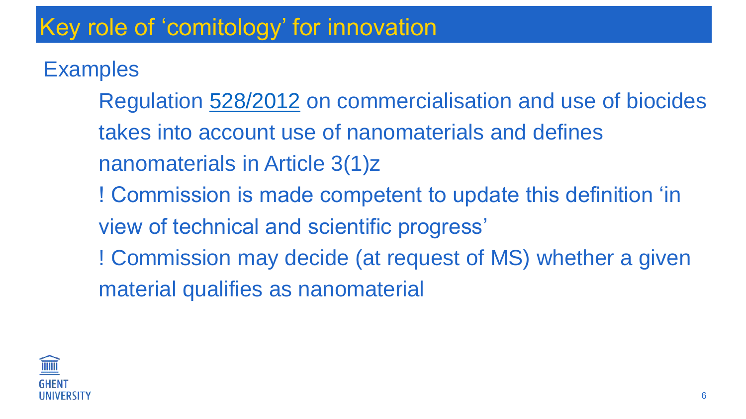# Key role of 'comitology' for innovation

Examples

Regulation 528/2012 on commercialisation and use of biocides takes into account use of nanomaterials and defines nanomaterials in Article 3(1)z

! Commission is made competent to update this definition 'in view of technical and scientific progress'

! Commission may decide (at request of MS) whether a given material qualifies as nanomaterial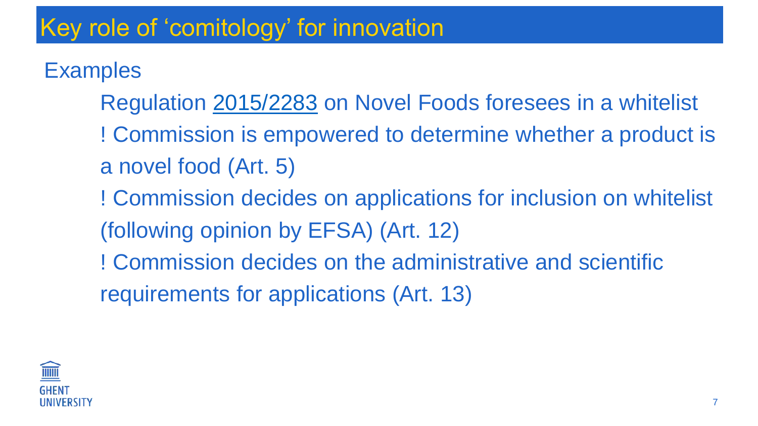# Key role of 'comitology' for innovation

## Examples

Regulation 2015/2283 on Novel Foods foresees in a whitelist

! Commission is empowered to determine whether a product is a novel food (Art. 5)

! Commission decides on applications for inclusion on whitelist (following opinion by EFSA) (Art. 12)

! Commission decides on the administrative and scientific requirements for applications (Art. 13)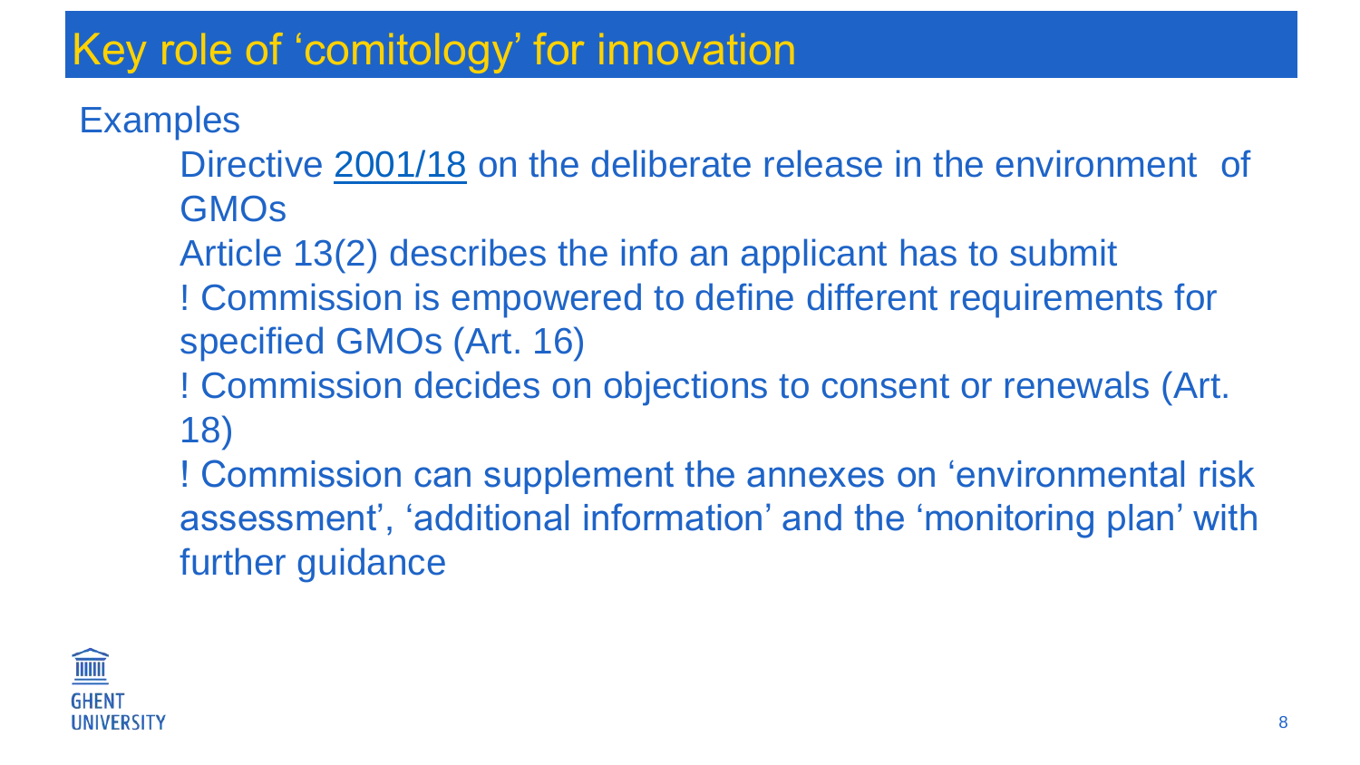# Key role of 'comitology' for innovation

Examples

Directive 2001/18 on the deliberate release in the environment of GMOs

Article 13(2) describes the info an applicant has to submit

! Commission is empowered to define different requirements for specified GMOs (Art. 16)

! Commission decides on objections to consent or renewals (Art. 18)

! Commission can supplement the annexes on 'environmental risk assessment', 'additional information' and the 'monitoring plan' with further guidance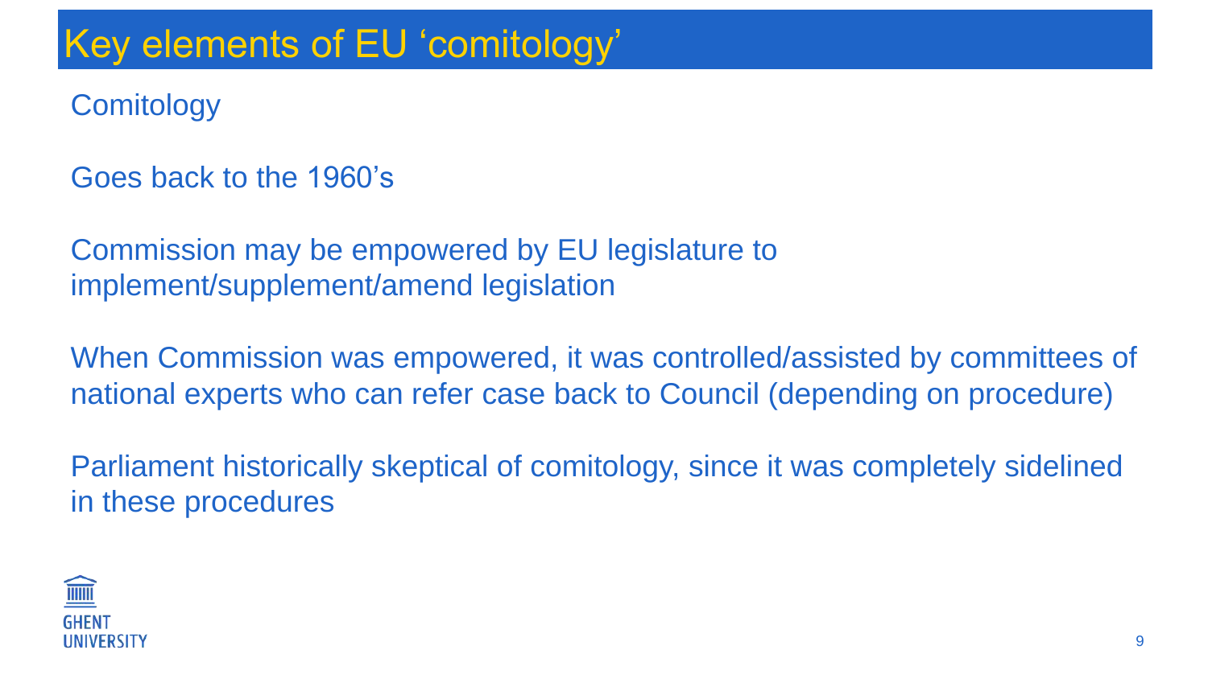# Key elements of EU ‘comitology’

Comitology

Goes back to the 1960’s

Commission may be empowered by EU legislature to implement/supplement/amend legislation

When Commission was empowered, it was controlled/assisted by committees of national experts who can refer case back to Council (depending on procedure)

Parliament historically skeptical of comitology, since it was completely sidelined in these procedures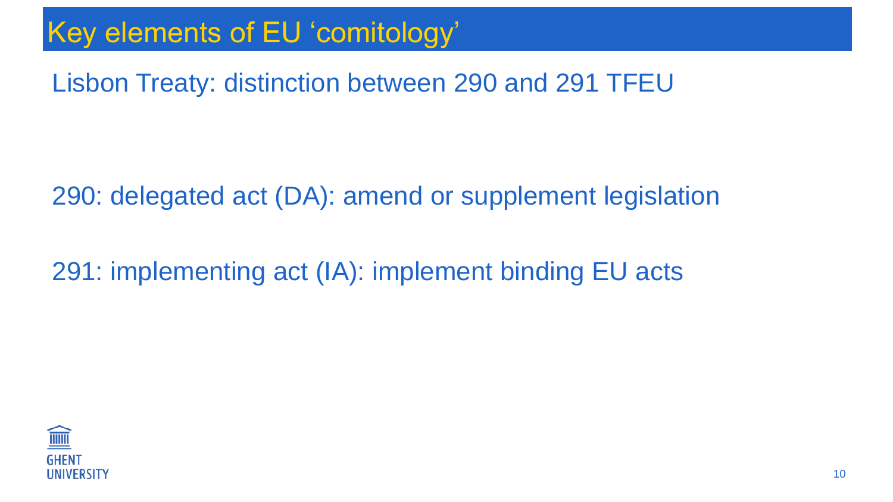# Key elements of EU ‘comitology’

Lisbon Treaty: distinction between 290 and 291 TFEU

290: delegated act (DA): amend or supplement legislation

291: implementing act (IA): implement binding EU acts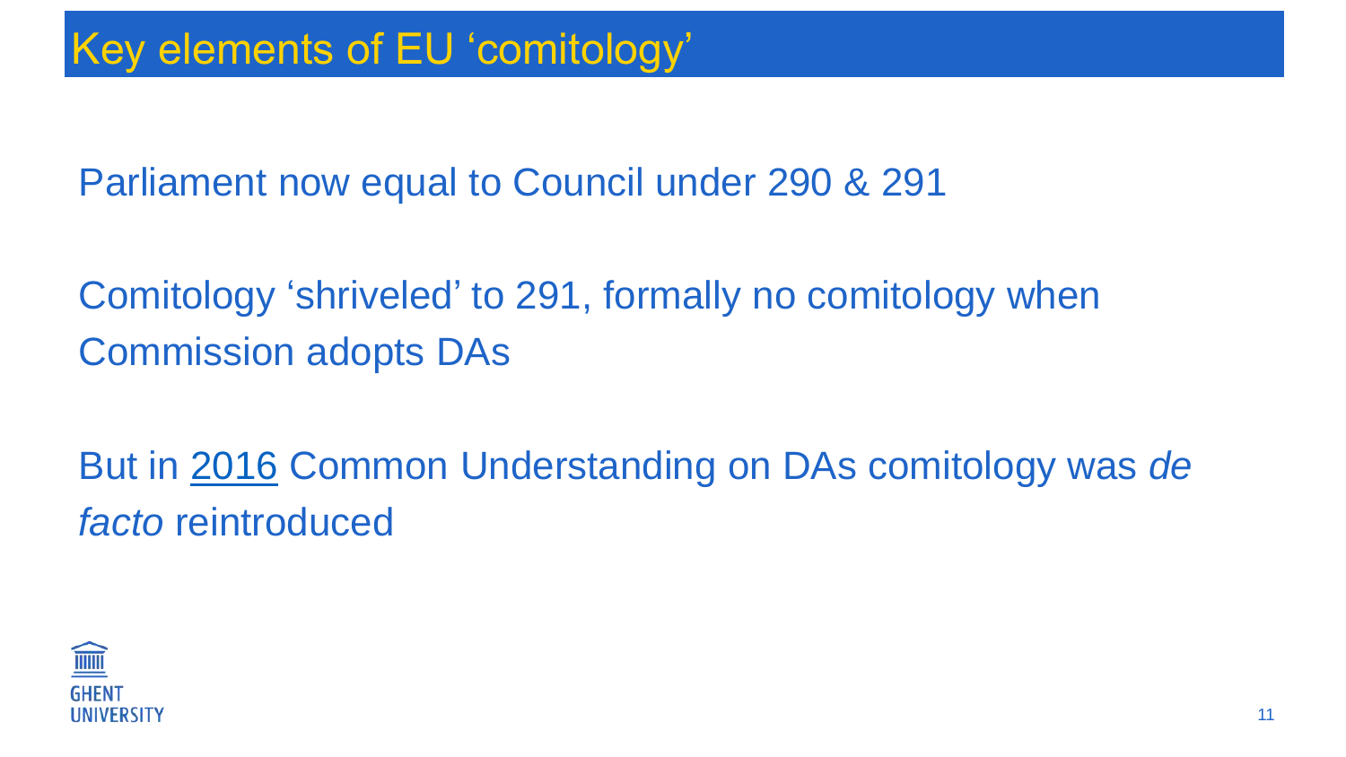# Key elements of EU ‘comitology’

Parliament now equal to Council under 290 & 291

Comitology ‘shriveled’ to 291, formally no comitology when Commission adopts DAs

But in 2016 Common Understanding on DAs comitology was *de facto* reintroduced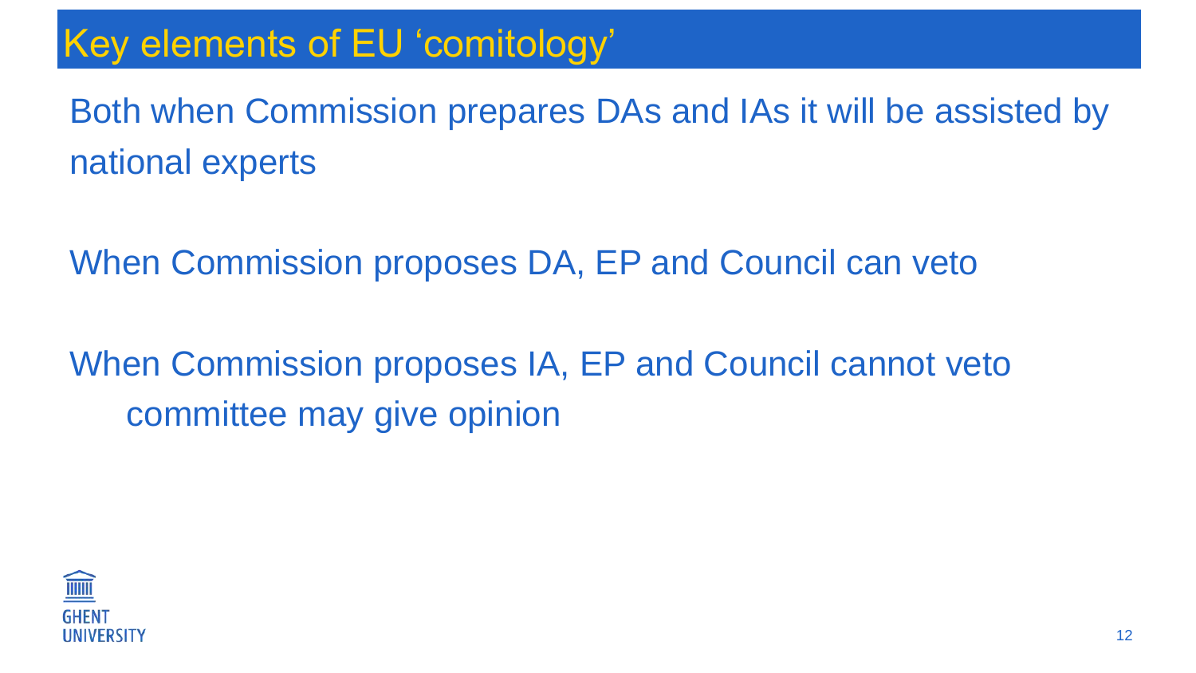# Key elements of EU ‘comitology’

Both when Commission prepares DAs and IAs it will be assisted by national experts

When Commission proposes DA, EP and Council can veto

When Commission proposes IA, EP and Council cannot veto
- committee may give opinion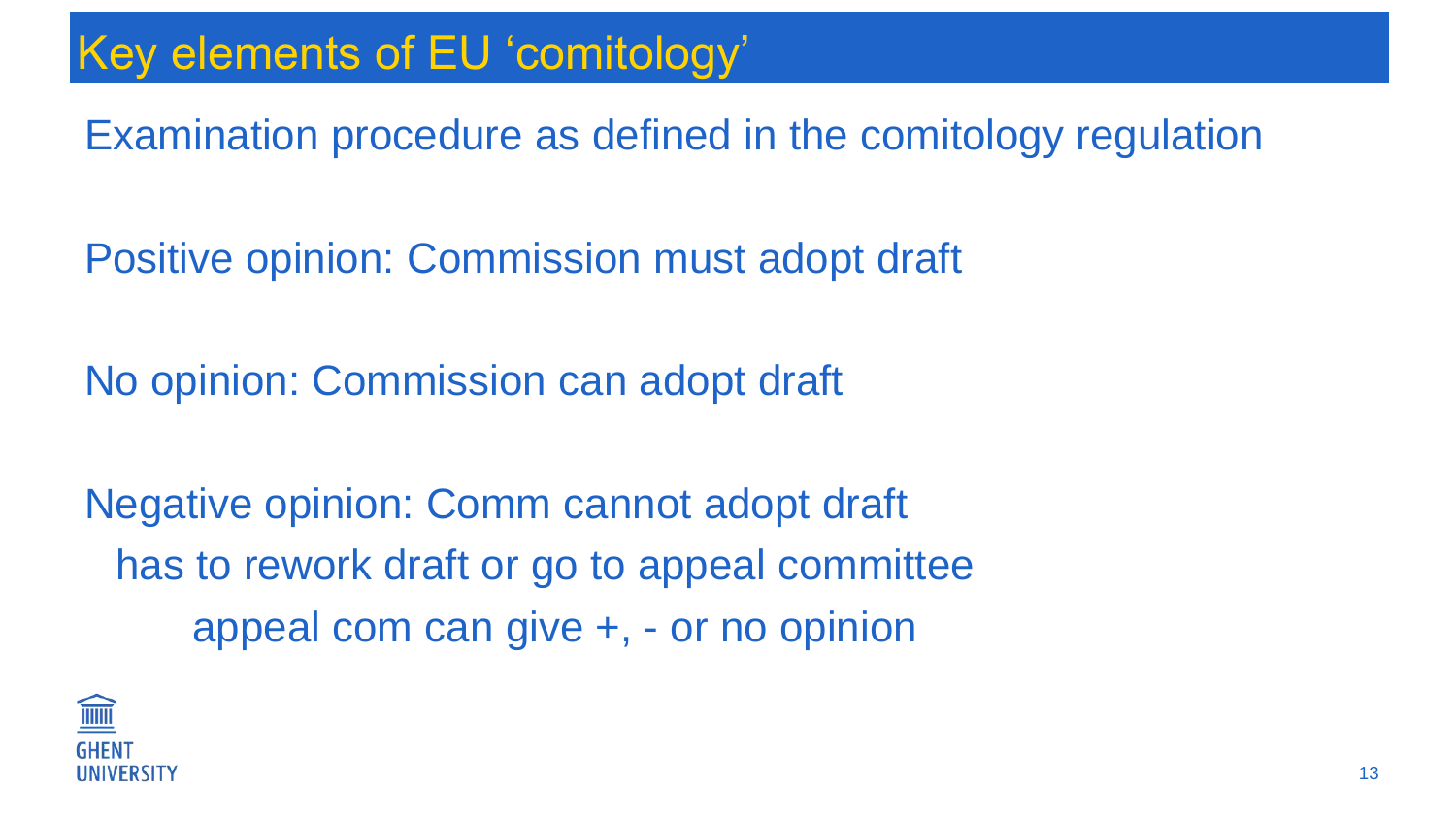# Key elements of EU 'comitology'

Examination procedure as defined in the comitology regulation

Positive opinion: Commission must adopt draft

No opinion: Commission can adopt draft

Negative opinion: Comm cannot adopt draft

- has to rework draft or go to appeal committee
  - appeal com can give +, - or no opinion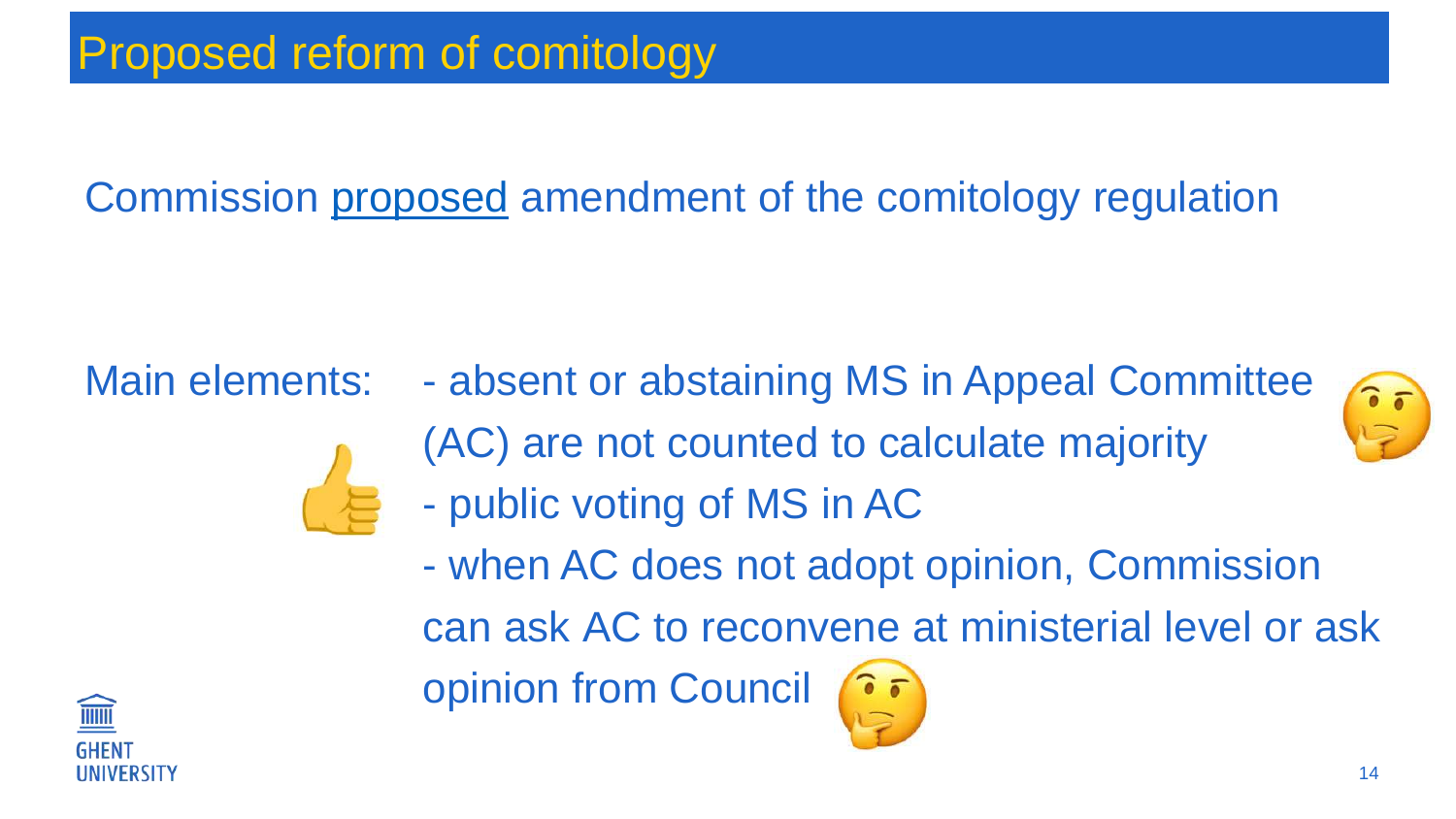# Proposed reform of comitology

Commission proposed amendment of the comitology regulation

Main elements:

- absent or abstaining MS in Appeal Committee (AC) are not counted to calculate majority
- public voting of MS in AC
- when AC does not adopt opinion, Commission can ask AC to reconvene at ministerial level or ask opinion from Council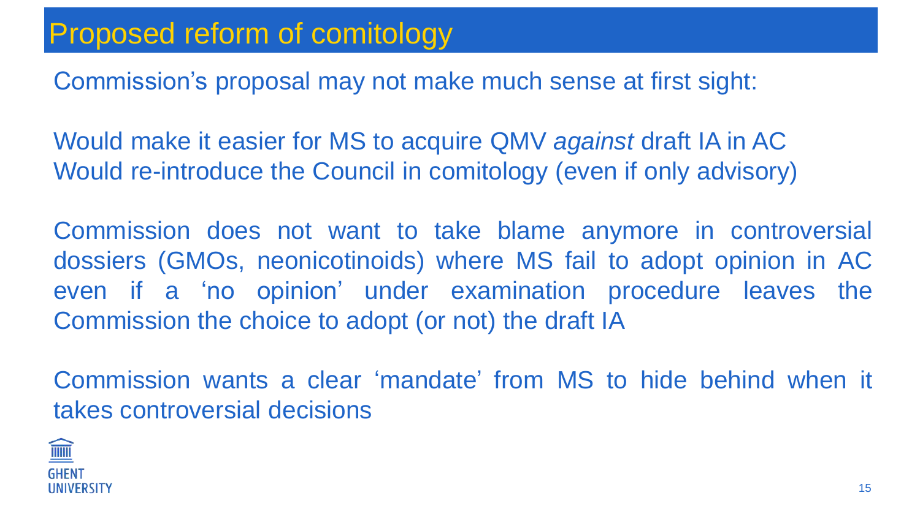# Proposed reform of comitology

Commission's proposal may not make much sense at first sight:

Would make it easier for MS to acquire QMV *against* draft IA in AC
Would re-introduce the Council in comitology (even if only advisory)

Commission does not want to take blame anymore in controversial dossiers (GMOs, neonicotinoids) where MS fail to adopt opinion in AC even if a 'no opinion' under examination procedure leaves the Commission the choice to adopt (or not) the draft IA

Commission wants a clear 'mandate' from MS to hide behind when it takes controversial decisions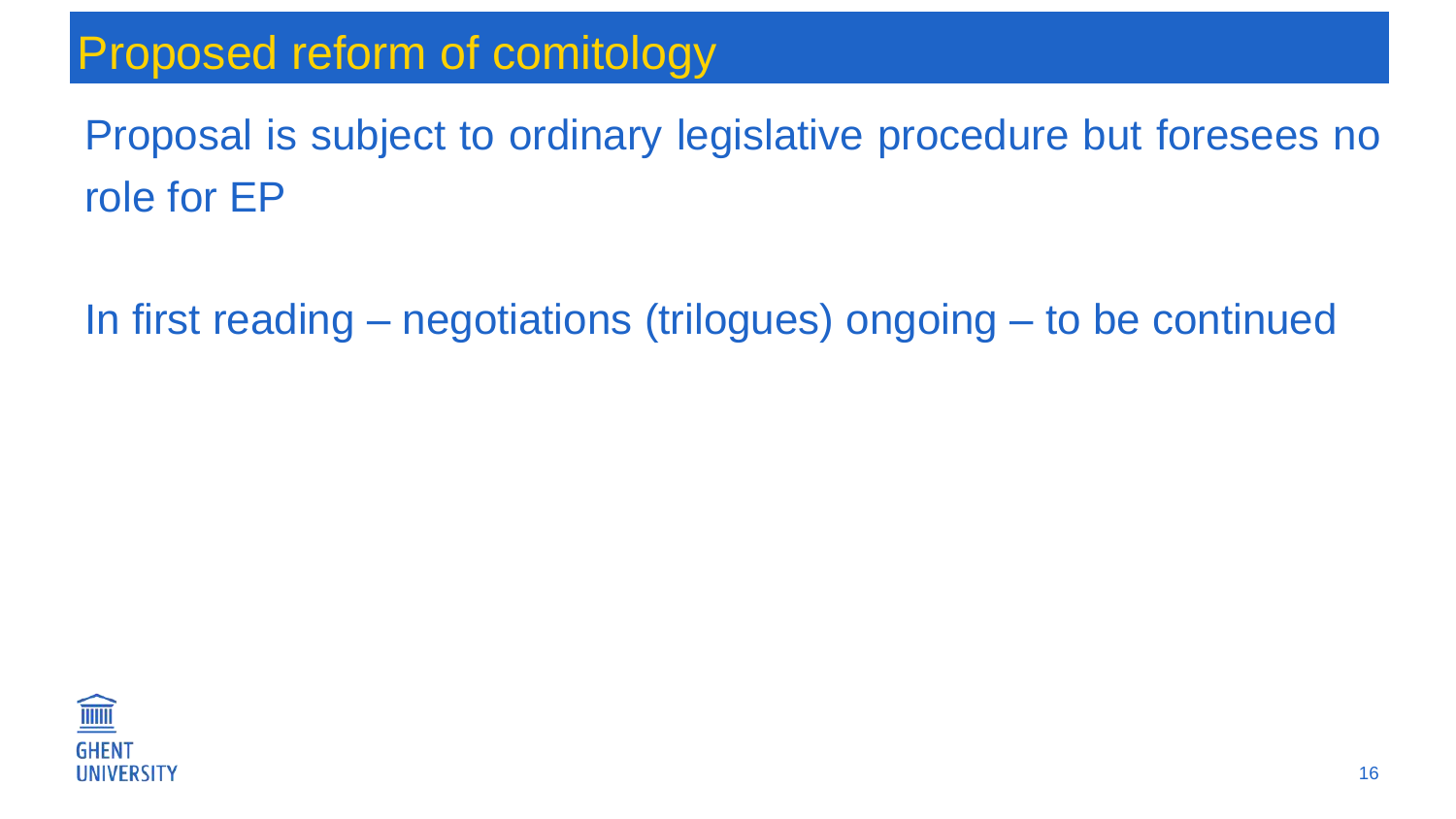# Proposed reform of comitology

Proposal is subject to ordinary legislative procedure but foresees no role for EP

In first reading – negotiations (trilogues) ongoing – to be continued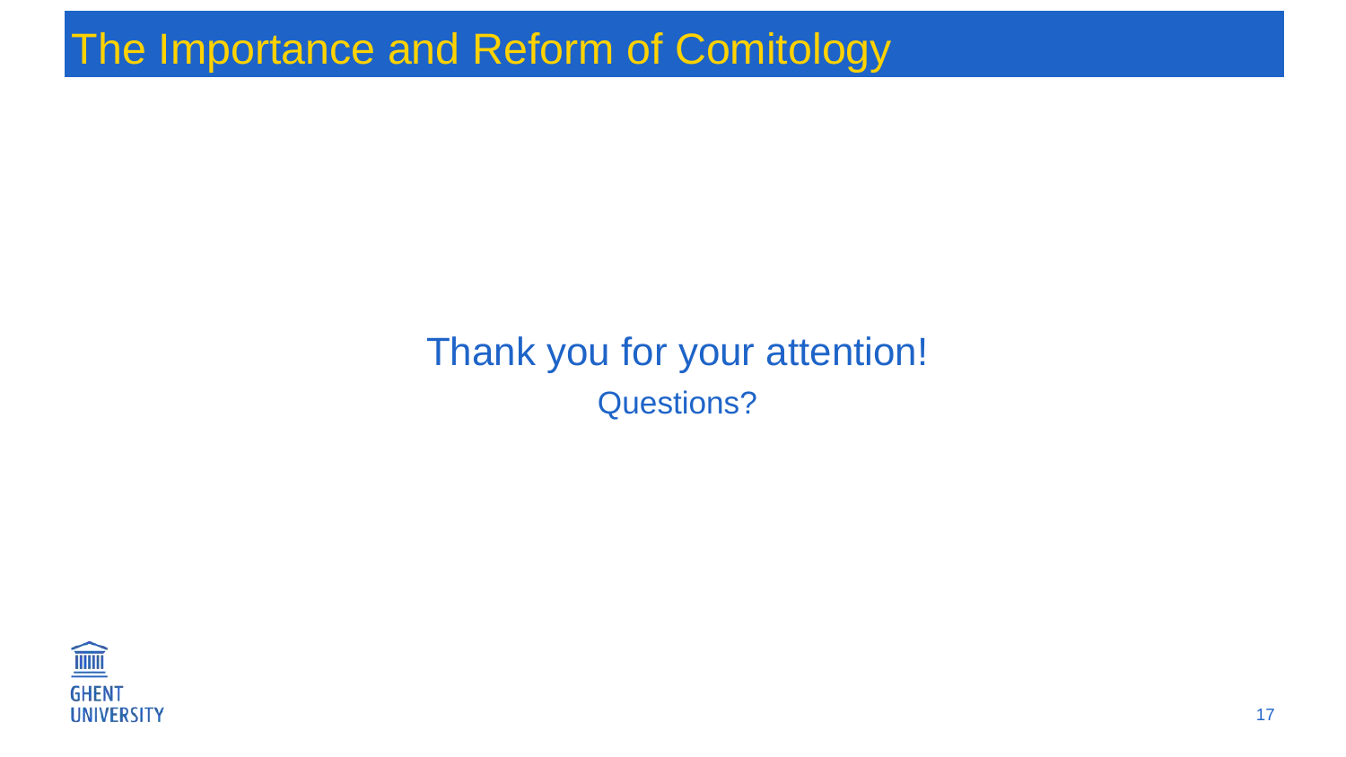# The Importance and Reform of Comitology

Thank you for your attention!

Questions?

GHENT UNIVERSITY